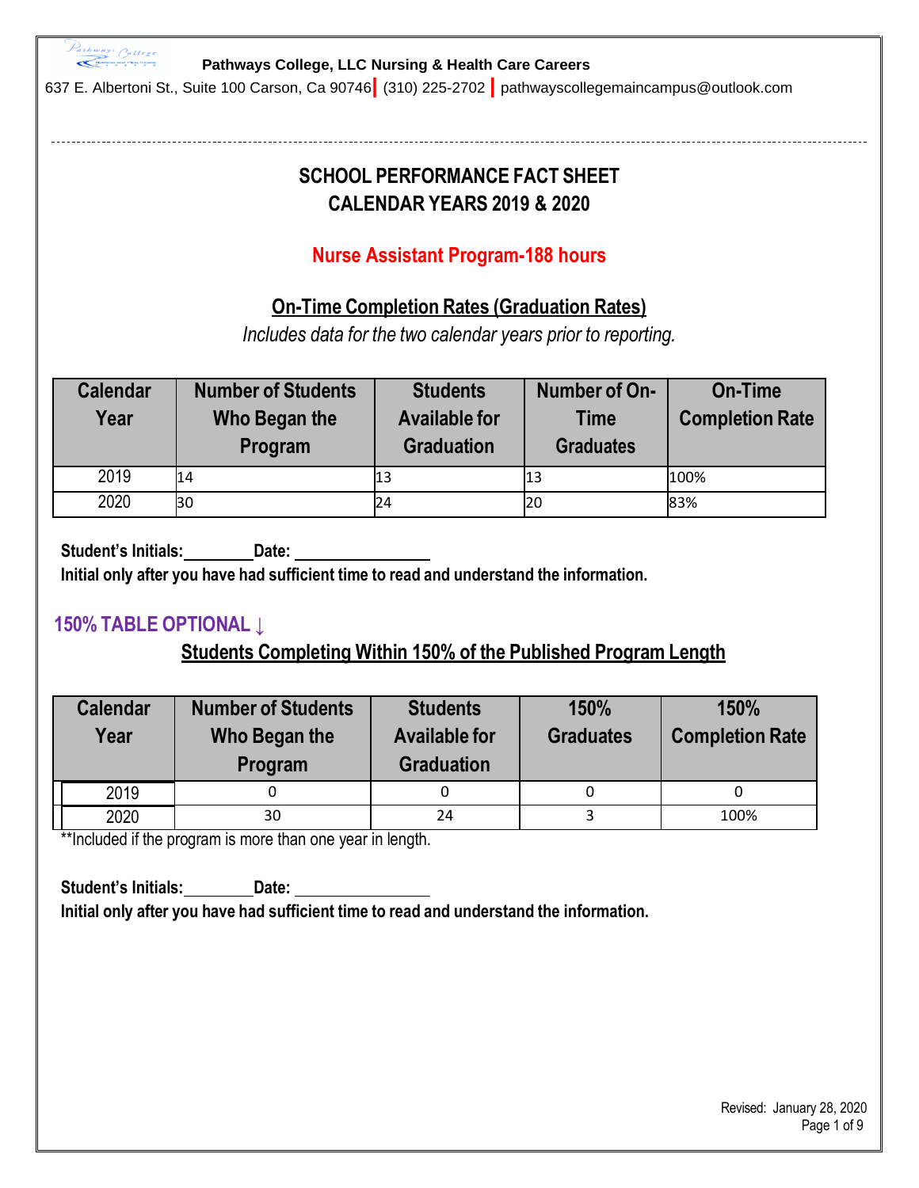Pathways College, LLC Nursing & Health Care Careers

637 E. Albertoni St., Suite 100 Carson, Ca 90746 | (310) 225-2702 | pathwayscollegemaincampus@outlook.com

# SCHOOL PERFORMANCE FACT SHEET
# CALENDAR YEARS 2019 & 2020

## Nurse Assistant Program-188 hours

## On-Time Completion Rates (Graduation Rates)

*Includes data for the two calendar years prior to reporting.*

| Calendar Year | Number of Students Who Began the Program | Students Available for Graduation | Number of On-Time Graduates | On-Time Completion Rate |
|---|---|---|---|---|
| 2019 | 14 | 13 | 13 | 100% |
| 2020 | 30 | 24 | 20 | 83% |

**Student's Initials:________ Date: ________________**

**Initial only after you have had sufficient time to read and understand the information.**

## 150% TABLE OPTIONAL ↓

## Students Completing Within 150% of the Published Program Length

| Calendar Year | Number of Students Who Began the Program | Students Available for Graduation | 150% Graduates | 150% Completion Rate |
|---|---|---|---|---|
| 2019 | 0 | 0 | 0 | 0 |
| 2020 | 30 | 24 | 3 | 100% |

**Included if the program is more than one year in length.

**Student's Initials:________ Date: ________________**

**Initial only after you have had sufficient time to read and understand the information.**

Revised: January 28, 2020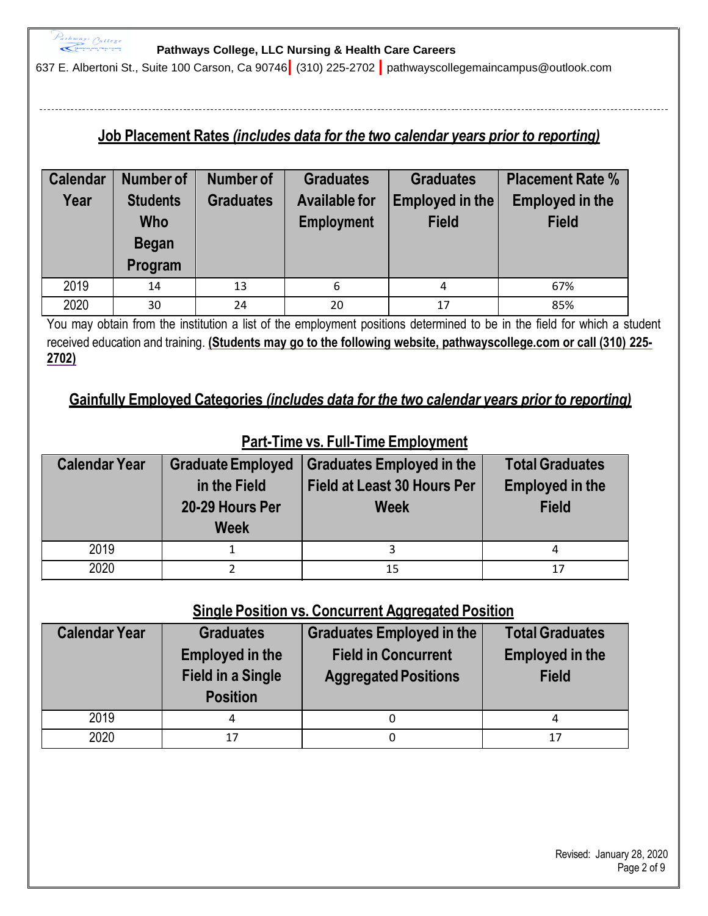## Job Placement Rates *(includes data for the two calendar years prior to reporting)*

| Calendar Year | Number of Students Who Began Program | Number of Graduates | Graduates Available for Employment | Graduates Employed in the Field | Placement Rate % Employed in the Field |
|---|---|---|---|---|---|
| 2019 | 14 | 13 | 6 | 4 | 67% |
| 2020 | 30 | 24 | 20 | 17 | 85% |

You may obtain from the institution a list of the employment positions determined to be in the field for which a student received education and training. **(Students may go to the following website, pathwayscollege.com or call (310) 225-2702)**

## Gainfully Employed Categories *(includes data for the two calendar years prior to reporting)*

### Part-Time vs. Full-Time Employment

| Calendar Year | Graduate Employed in the Field 20-29 Hours Per Week | Graduates Employed in the Field at Least 30 Hours Per Week | Total Graduates Employed in the Field |
|---|---|---|---|
| 2019 | 1 | 3 | 4 |
| 2020 | 2 | 15 | 17 |

### Single Position vs. Concurrent Aggregated Position

| Calendar Year | Graduates Employed in the Field in a Single Position | Graduates Employed in the Field in Concurrent Aggregated Positions | Total Graduates Employed in the Field |
|---|---|---|---|
| 2019 | 4 | 0 | 4 |
| 2020 | 17 | 0 | 17 |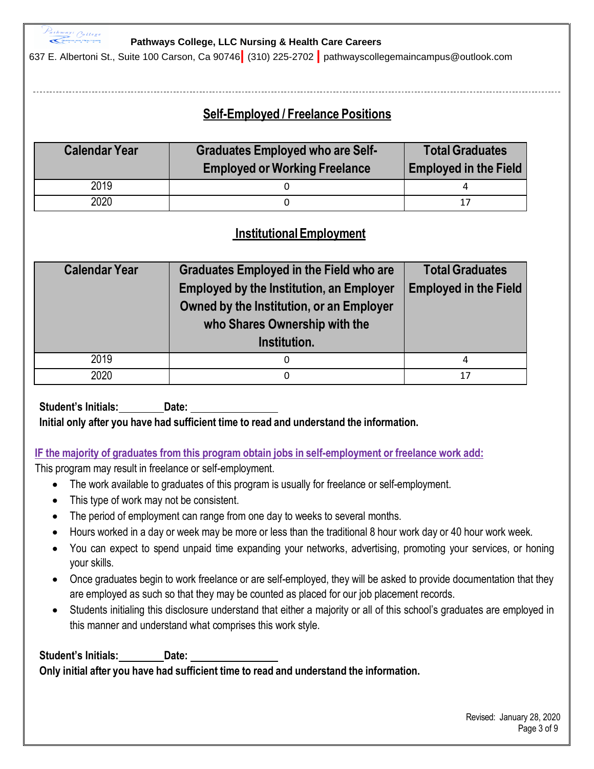## Self-Employed / Freelance Positions

| Calendar Year | Graduates Employed who are Self-Employed or Working Freelance | Total Graduates Employed in the Field |
|---|---|---|
| 2019 | 0 | 4 |
| 2020 | 0 | 17 |

## Institutional Employment

| Calendar Year | Graduates Employed in the Field who are Employed by the Institution, an Employer Owned by the Institution, or an Employer who Shares Ownership with the Institution. | Total Graduates Employed in the Field |
|---|---|---|
| 2019 | 0 | 4 |
| 2020 | 0 | 17 |

**Student's Initials:\_\_\_\_\_\_\_\_ Date: \_\_\_\_\_\_\_\_\_\_\_\_\_\_\_\_**

**Initial only after you have had sufficient time to read and understand the information.**

**IF the majority of graduates from this program obtain jobs in self-employment or freelance work add:**

This program may result in freelance or self-employment.

- The work available to graduates of this program is usually for freelance or self-employment.
- This type of work may not be consistent.
- The period of employment can range from one day to weeks to several months.
- Hours worked in a day or week may be more or less than the traditional 8 hour work day or 40 hour work week.
- You can expect to spend unpaid time expanding your networks, advertising, promoting your services, or honing your skills.
- Once graduates begin to work freelance or are self-employed, they will be asked to provide documentation that they are employed as such so that they may be counted as placed for our job placement records.
- Students initialing this disclosure understand that either a majority or all of this school's graduates are employed in this manner and understand what comprises this work style.

**Student's Initials:\_\_\_\_\_\_\_\_ Date: \_\_\_\_\_\_\_\_\_\_\_\_\_\_\_\_**

**Only initial after you have had sufficient time to read and understand the information.**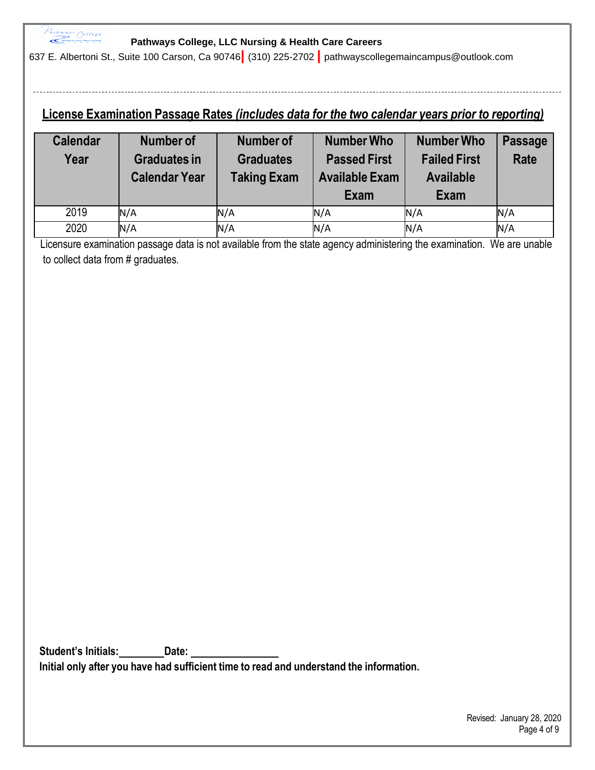## License Examination Passage Rates *(includes data for the two calendar years prior to reporting)*

| Calendar Year | Number of Graduates in Calendar Year | Number of Graduates Taking Exam | Number Who Passed First Available Exam | Number Who Failed First Available Exam | Passage Rate |
|---|---|---|---|---|---|
| 2019 | N/A | N/A | N/A | N/A | N/A |
| 2020 | N/A | N/A | N/A | N/A | N/A |

Licensure examination passage data is not available from the state agency administering the examination. We are unable to collect data from # graduates.

**Student's Initials:________ Date: ________________**

**Initial only after you have had sufficient time to read and understand the information.**

Revised: January 28, 2020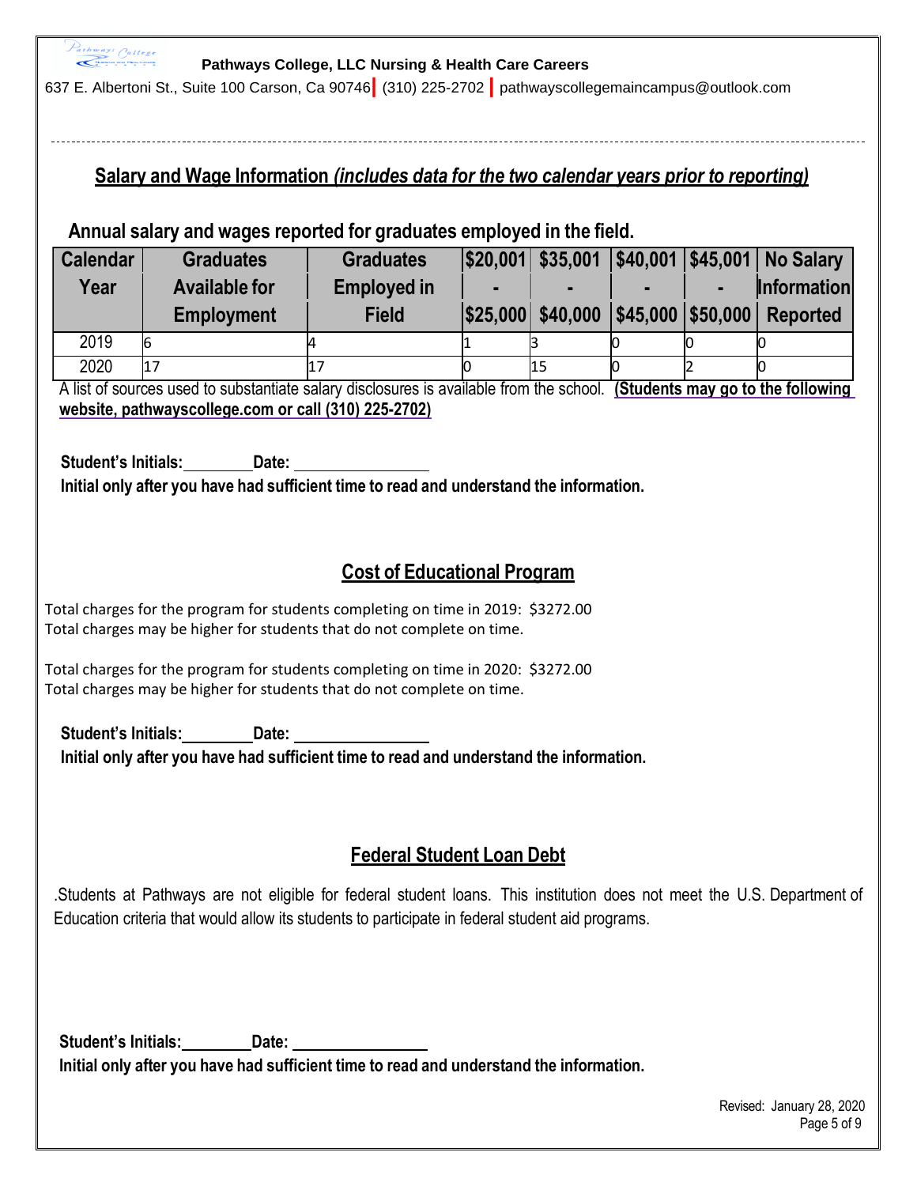Pathways College, LLC Nursing & Health Care Careers

637 E. Albertoni St., Suite 100 Carson, Ca 90746 | (310) 225-2702 | pathwayscollegemaincampus@outlook.com

## Salary and Wage Information *(includes data for the two calendar years prior to reporting)*

### Annual salary and wages reported for graduates employed in the field.

| Calendar Year | Graduates Available for Employment | Graduates Employed in Field | $20,001 - $25,000 | $35,001 - $40,000 | $40,001 - $45,000 | $45,001 - $50,000 | No Salary Information Reported |
|---|---|---|---|---|---|---|---|
| 2019 | 6 | 4 | 1 | 3 | 0 | 0 | 0 |
| 2020 | 17 | 17 | 0 | 15 | 0 | 2 | 0 |

A list of sources used to substantiate salary disclosures is available from the school. **(Students may go to the following website, pathwayscollege.com or call (310) 225-2702)**

**Student's Initials:\_\_\_\_\_\_\_\_ Date: \_\_\_\_\_\_\_\_\_\_\_\_\_\_\_\_**

**Initial only after you have had sufficient time to read and understand the information.**

## Cost of Educational Program

Total charges for the program for students completing on time in 2019: $3272.00
Total charges may be higher for students that do not complete on time.

Total charges for the program for students completing on time in 2020: $3272.00
Total charges may be higher for students that do not complete on time.

**Student's Initials:\_\_\_\_\_\_\_\_ Date: \_\_\_\_\_\_\_\_\_\_\_\_\_\_\_\_**

**Initial only after you have had sufficient time to read and understand the information.**

## Federal Student Loan Debt

.Students at Pathways are not eligible for federal student loans. This institution does not meet the U.S. Department of Education criteria that would allow its students to participate in federal student aid programs.

**Student's Initials:\_\_\_\_\_\_\_\_ Date: \_\_\_\_\_\_\_\_\_\_\_\_\_\_\_\_**

**Initial only after you have had sufficient time to read and understand the information.**

Revised: January 28, 2020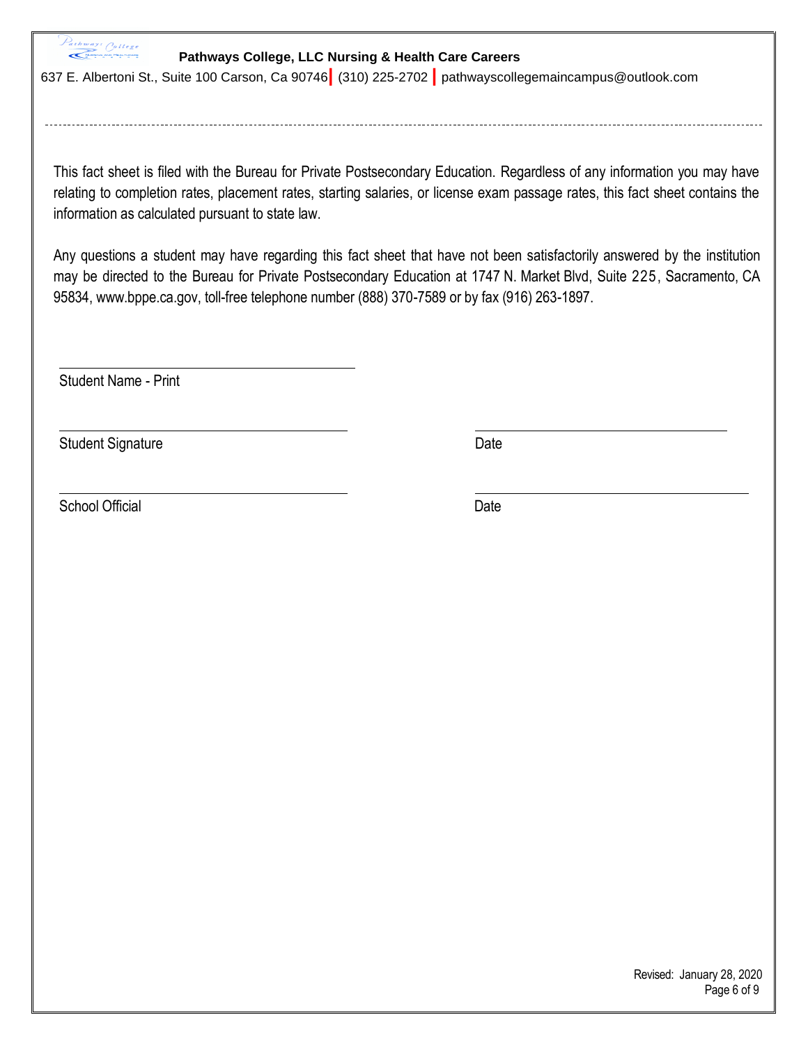This fact sheet is filed with the Bureau for Private Postsecondary Education. Regardless of any information you may have relating to completion rates, placement rates, starting salaries, or license exam passage rates, this fact sheet contains the information as calculated pursuant to state law.

Any questions a student may have regarding this fact sheet that have not been satisfactorily answered by the institution may be directed to the Bureau for Private Postsecondary Education at 1747 N. Market Blvd, Suite 225, Sacramento, CA 95834, www.bppe.ca.gov, toll-free telephone number (888) 370-7589 or by fax (916) 263-1897.

\_\_\_\_\_\_\_\_\_\_\_\_\_\_\_\_\_\_\_\_\_\_\_\_\_\_\_\_\_\_\_\_\_\_\_\_\_\_\_\_

Student Name - Print

\_\_\_\_\_\_\_\_\_\_\_\_\_\_\_\_\_\_\_\_\_\_\_\_\_\_\_\_\_\_\_\_\_\_\_\_\_\_\_\_ \_\_\_\_\_\_\_\_\_\_\_\_\_\_\_\_\_\_\_\_\_\_\_\_\_\_\_\_\_\_\_\_\_\_\_

Student Signature Date

\_\_\_\_\_\_\_\_\_\_\_\_\_\_\_\_\_\_\_\_\_\_\_\_\_\_\_\_\_\_\_\_\_\_\_\_\_\_\_\_ \_\_\_\_\_\_\_\_\_\_\_\_\_\_\_\_\_\_\_\_\_\_\_\_\_\_\_\_\_\_\_\_\_\_\_

School Official Date

Revised: January 28, 2020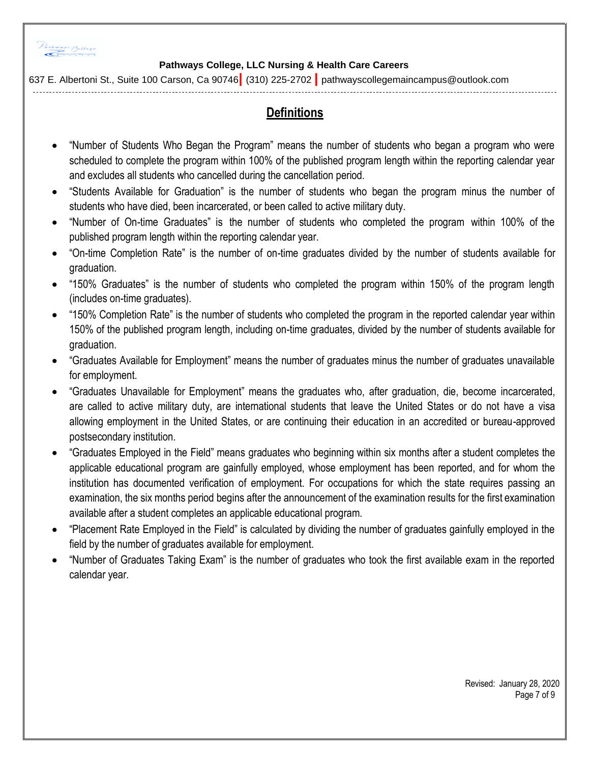## Definitions

- "Number of Students Who Began the Program" means the number of students who began a program who were scheduled to complete the program within 100% of the published program length within the reporting calendar year and excludes all students who cancelled during the cancellation period.
- "Students Available for Graduation" is the number of students who began the program minus the number of students who have died, been incarcerated, or been called to active military duty.
- "Number of On-time Graduates" is the number of students who completed the program within 100% of the published program length within the reporting calendar year.
- "On-time Completion Rate" is the number of on-time graduates divided by the number of students available for graduation.
- "150% Graduates" is the number of students who completed the program within 150% of the program length (includes on-time graduates).
- "150% Completion Rate" is the number of students who completed the program in the reported calendar year within 150% of the published program length, including on-time graduates, divided by the number of students available for graduation.
- "Graduates Available for Employment" means the number of graduates minus the number of graduates unavailable for employment.
- "Graduates Unavailable for Employment" means the graduates who, after graduation, die, become incarcerated, are called to active military duty, are international students that leave the United States or do not have a visa allowing employment in the United States, or are continuing their education in an accredited or bureau-approved postsecondary institution.
- "Graduates Employed in the Field" means graduates who beginning within six months after a student completes the applicable educational program are gainfully employed, whose employment has been reported, and for whom the institution has documented verification of employment. For occupations for which the state requires passing an examination, the six months period begins after the announcement of the examination results for the first examination available after a student completes an applicable educational program.
- "Placement Rate Employed in the Field" is calculated by dividing the number of graduates gainfully employed in the field by the number of graduates available for employment.
- "Number of Graduates Taking Exam" is the number of graduates who took the first available exam in the reported calendar year.

Revised: January 28, 2020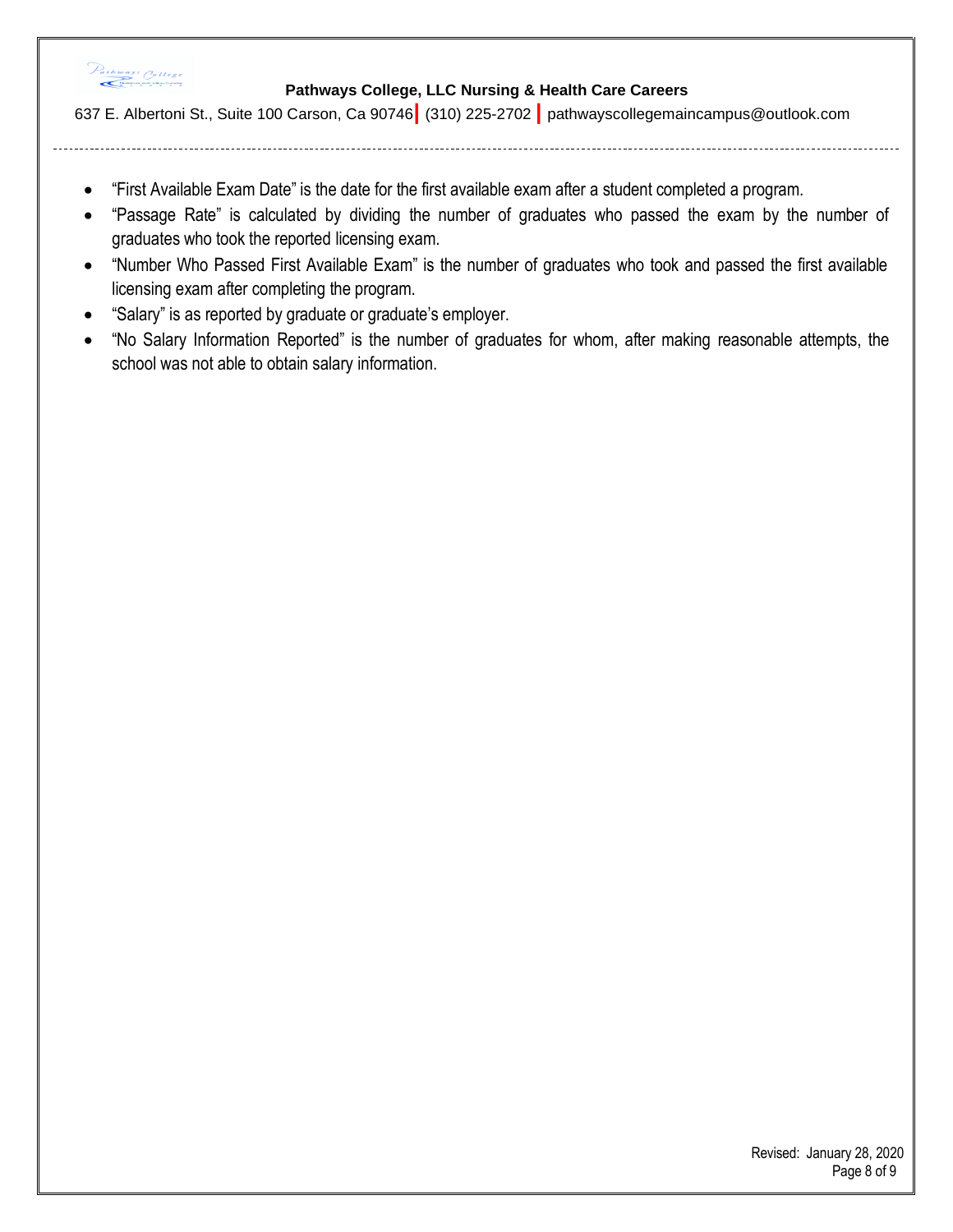- "First Available Exam Date" is the date for the first available exam after a student completed a program.
- "Passage Rate" is calculated by dividing the number of graduates who passed the exam by the number of graduates who took the reported licensing exam.
- "Number Who Passed First Available Exam" is the number of graduates who took and passed the first available licensing exam after completing the program.
- "Salary" is as reported by graduate or graduate's employer.
- "No Salary Information Reported" is the number of graduates for whom, after making reasonable attempts, the school was not able to obtain salary information.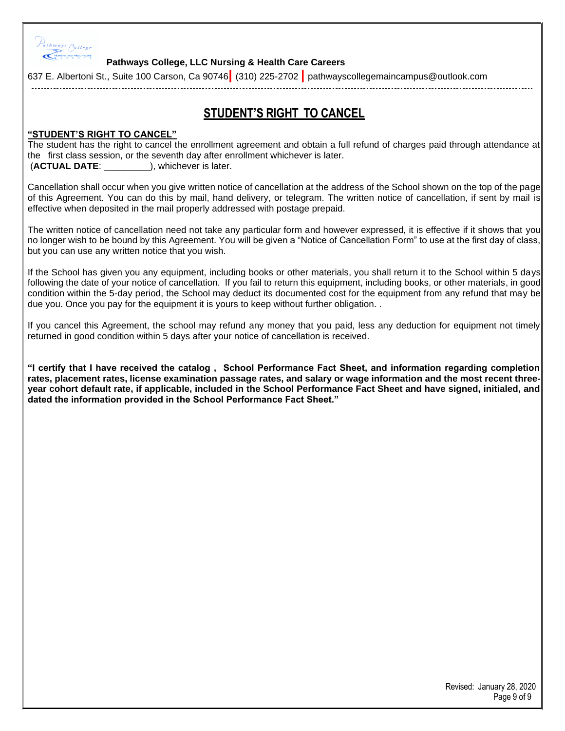**Pathways College, LLC Nursing & Health Care Careers**

637 E. Albertoni St., Suite 100 Carson, Ca 90746 | (310) 225-2702 | pathwayscollegemaincampus@outlook.com

# STUDENT'S RIGHT TO CANCEL

**"STUDENT'S RIGHT TO CANCEL"**

The student has the right to cancel the enrollment agreement and obtain a full refund of charges paid through attendance at the first class session, or the seventh day after enrollment whichever is later.
(**ACTUAL DATE**: _________), whichever is later.

Cancellation shall occur when you give written notice of cancellation at the address of the School shown on the top of the page of this Agreement. You can do this by mail, hand delivery, or telegram. The written notice of cancellation, if sent by mail is effective when deposited in the mail properly addressed with postage prepaid.

The written notice of cancellation need not take any particular form and however expressed, it is effective if it shows that you no longer wish to be bound by this Agreement. You will be given a "Notice of Cancellation Form" to use at the first day of class, but you can use any written notice that you wish.

If the School has given you any equipment, including books or other materials, you shall return it to the School within 5 days following the date of your notice of cancellation. If you fail to return this equipment, including books, or other materials, in good condition within the 5-day period, the School may deduct its documented cost for the equipment from any refund that may be due you. Once you pay for the equipment it is yours to keep without further obligation. .

If you cancel this Agreement, the school may refund any money that you paid, less any deduction for equipment not timely returned in good condition within 5 days after your notice of cancellation is received.

**"I certify that I have received the catalog , School Performance Fact Sheet, and information regarding completion rates, placement rates, license examination passage rates, and salary or wage information and the most recent three-year cohort default rate, if applicable, included in the School Performance Fact Sheet and have signed, initialed, and dated the information provided in the School Performance Fact Sheet."**

Revised: January 28, 2020